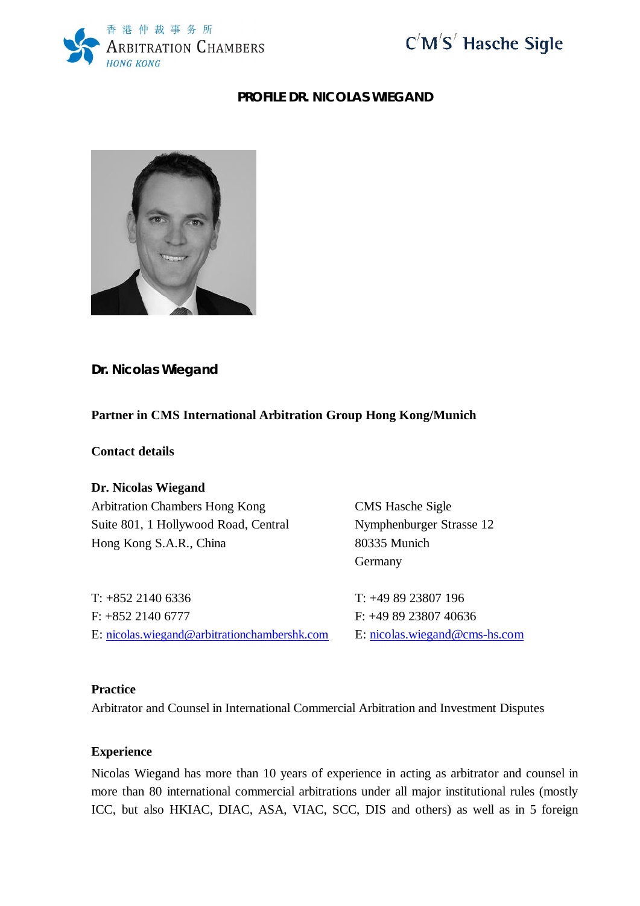# PROFILE DR. NICOLAS WIEGAND

**Dr. Nicolas Wiegand**

**Partner in CMS International Arbitration Group Hong Kong/Munich**

**Contact details**

**Dr. Nicolas Wiegand**

Arbitration Chambers Hong Kong
Suite 801, 1 Hollywood Road, Central
Hong Kong S.A.R., China

T: +852 2140 6336
F: +852 2140 6777
E: nicolas.wiegand@arbitrationchambershk.com

CMS Hasche Sigle
Nymphenburger Strasse 12
80335 Munich
Germany

T: +49 89 23807 196
F: +49 89 23807 40636
E: nicolas.wiegand@cms-hs.com

**Practice**

Arbitrator and Counsel in International Commercial Arbitration and Investment Disputes

**Experience**

Nicolas Wiegand has more than 10 years of experience in acting as arbitrator and counsel in more than 80 international commercial arbitrations under all major institutional rules (mostly ICC, but also HKIAC, DIAC, ASA, VIAC, SCC, DIS and others) as well as in 5 foreign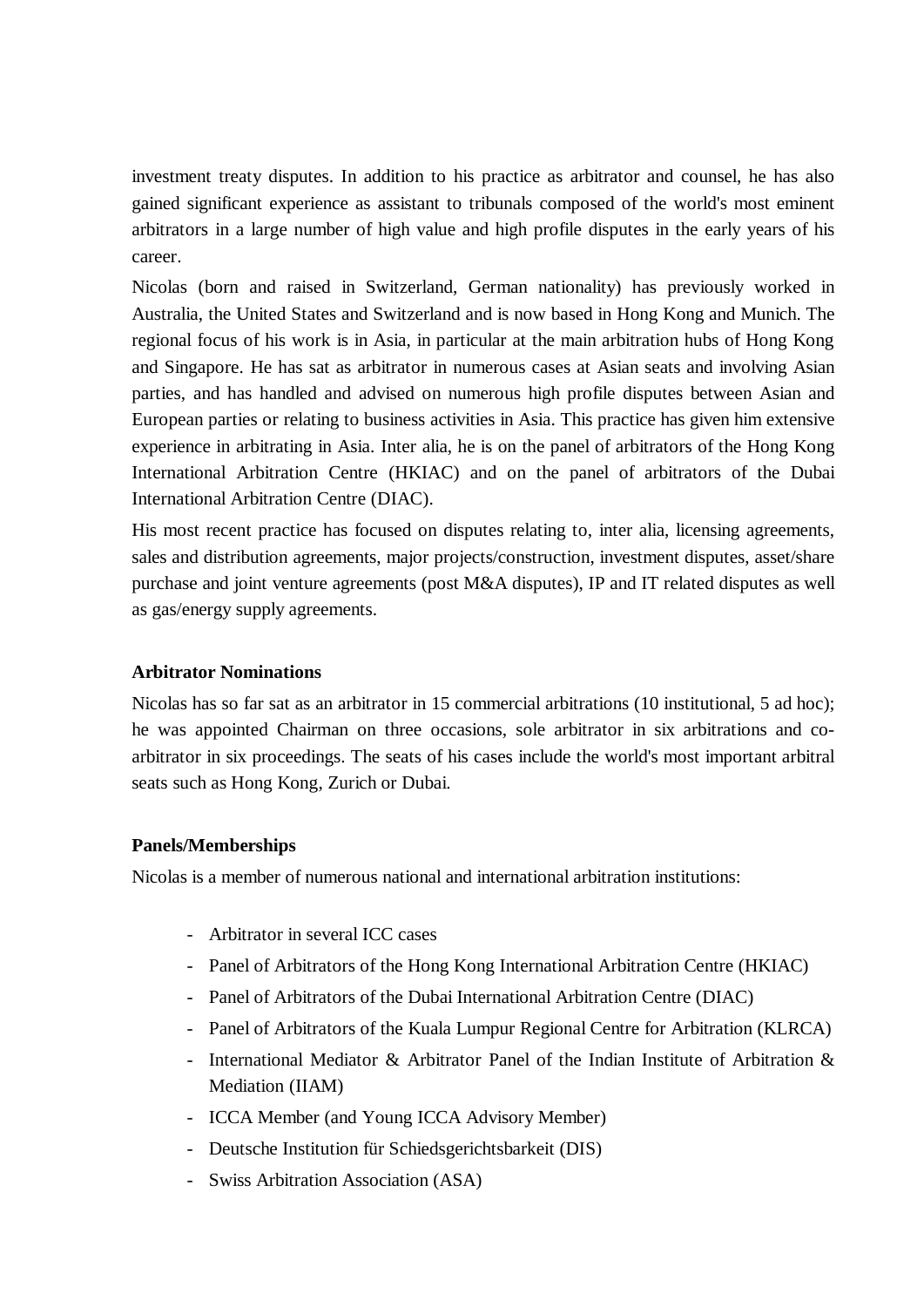investment treaty disputes. In addition to his practice as arbitrator and counsel, he has also gained significant experience as assistant to tribunals composed of the world's most eminent arbitrators in a large number of high value and high profile disputes in the early years of his career.

Nicolas (born and raised in Switzerland, German nationality) has previously worked in Australia, the United States and Switzerland and is now based in Hong Kong and Munich. The regional focus of his work is in Asia, in particular at the main arbitration hubs of Hong Kong and Singapore. He has sat as arbitrator in numerous cases at Asian seats and involving Asian parties, and has handled and advised on numerous high profile disputes between Asian and European parties or relating to business activities in Asia. This practice has given him extensive experience in arbitrating in Asia. Inter alia, he is on the panel of arbitrators of the Hong Kong International Arbitration Centre (HKIAC) and on the panel of arbitrators of the Dubai International Arbitration Centre (DIAC).

His most recent practice has focused on disputes relating to, inter alia, licensing agreements, sales and distribution agreements, major projects/construction, investment disputes, asset/share purchase and joint venture agreements (post M&A disputes), IP and IT related disputes as well as gas/energy supply agreements.

**Arbitrator Nominations**

Nicolas has so far sat as an arbitrator in 15 commercial arbitrations (10 institutional, 5 ad hoc); he was appointed Chairman on three occasions, sole arbitrator in six arbitrations and co-arbitrator in six proceedings. The seats of his cases include the world's most important arbitral seats such as Hong Kong, Zurich or Dubai.

**Panels/Memberships**

Nicolas is a member of numerous national and international arbitration institutions:

- Arbitrator in several ICC cases
- Panel of Arbitrators of the Hong Kong International Arbitration Centre (HKIAC)
- Panel of Arbitrators of the Dubai International Arbitration Centre (DIAC)
- Panel of Arbitrators of the Kuala Lumpur Regional Centre for Arbitration (KLRCA)
- International Mediator & Arbitrator Panel of the Indian Institute of Arbitration & Mediation (IIAM)
- ICCA Member (and Young ICCA Advisory Member)
- Deutsche Institution für Schiedsgerichtsbarkeit (DIS)
- Swiss Arbitration Association (ASA)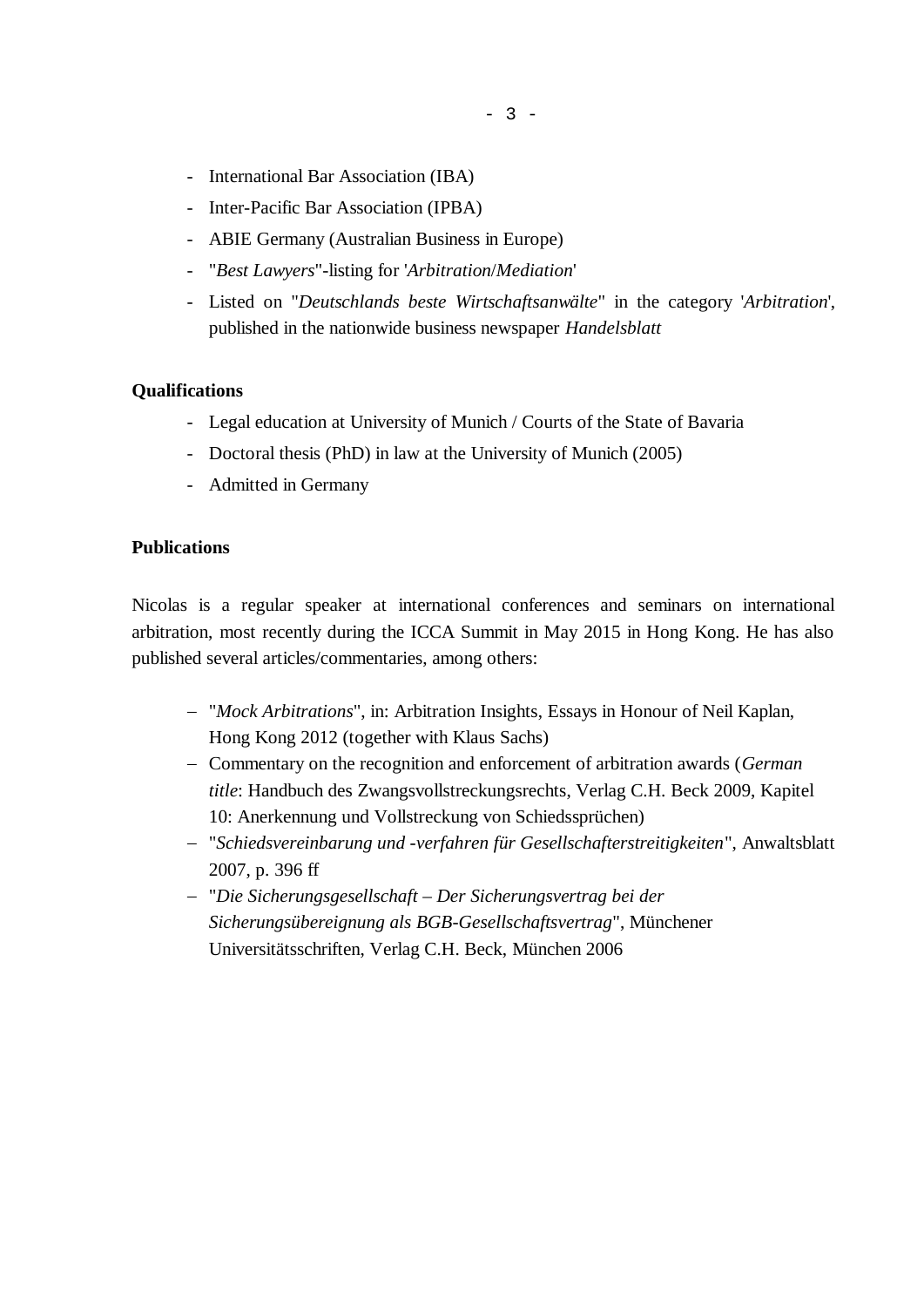- International Bar Association (IBA)
- Inter-Pacific Bar Association (IPBA)
- ABIE Germany (Australian Business in Europe)
- "*Best Lawyers*"-listing for '*Arbitration*/*Mediation*'
- Listed on "*Deutschlands beste Wirtschaftsanwälte*" in the category '*Arbitration*', published in the nationwide business newspaper *Handelsblatt*

**Qualifications**

- Legal education at University of Munich / Courts of the State of Bavaria
- Doctoral thesis (PhD) in law at the University of Munich (2005)
- Admitted in Germany

**Publications**

Nicolas is a regular speaker at international conferences and seminars on international arbitration, most recently during the ICCA Summit in May 2015 in Hong Kong. He has also published several articles/commentaries, among others:

- "*Mock Arbitrations*", in: Arbitration Insights, Essays in Honour of Neil Kaplan, Hong Kong 2012 (together with Klaus Sachs)
- Commentary on the recognition and enforcement of arbitration awards (*German title*: Handbuch des Zwangsvollstreckungsrechts, Verlag C.H. Beck 2009, Kapitel 10: Anerkennung und Vollstreckung von Schiedssprüchen)
- "*Schiedsvereinbarung und -verfahren für Gesellschafterstreitigkeiten*", Anwaltsblatt 2007, p. 396 ff
- "*Die Sicherungsgesellschaft – Der Sicherungsvertrag bei der Sicherungsübereignung als BGB-Gesellschaftsvertrag*", Münchener Universitätsschriften, Verlag C.H. Beck, München 2006